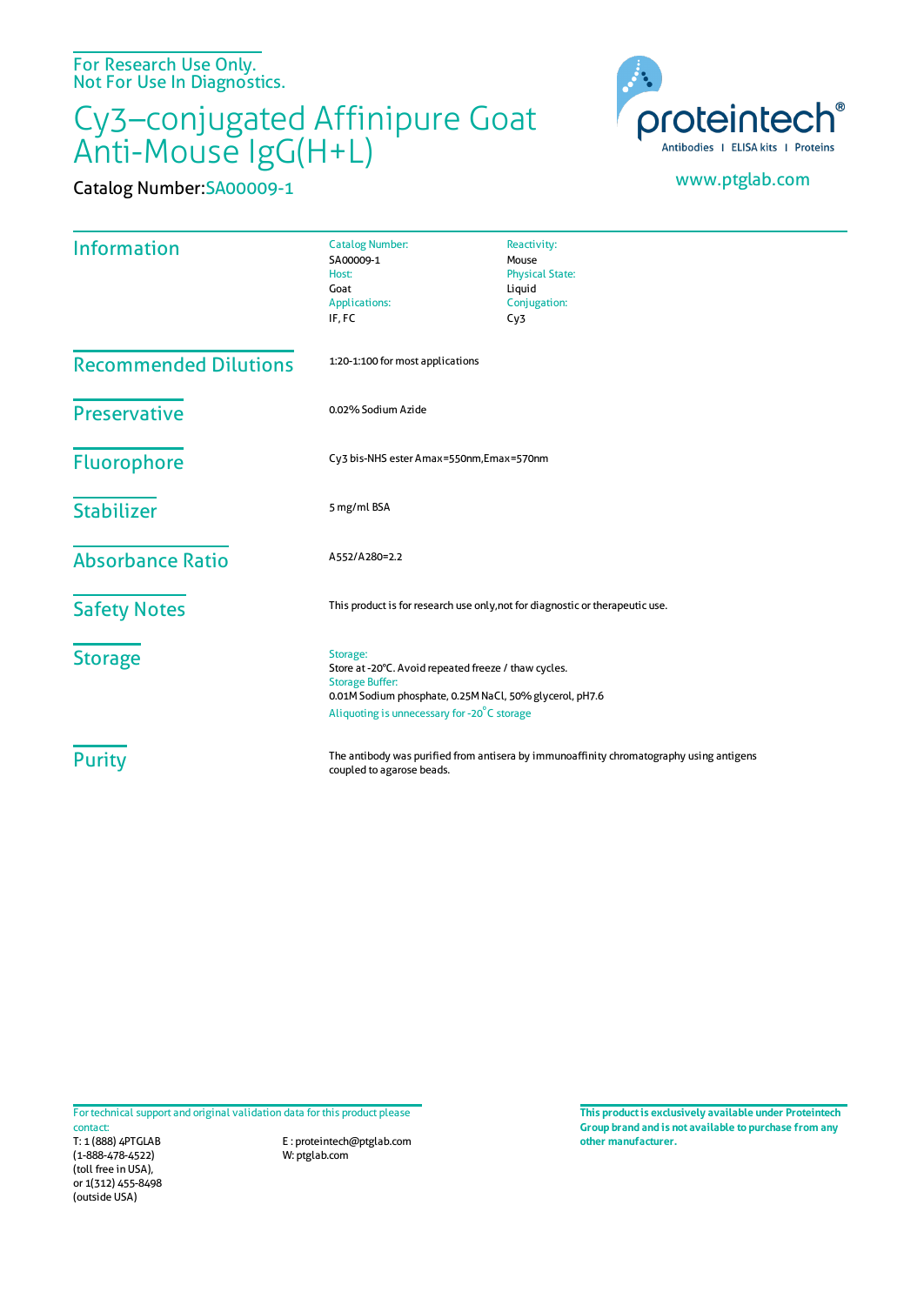For Research Use Only.
Not For Use In Diagnostics.

# Cy3–conjugated Affinipure Goat Anti-Mouse IgG(H+L)

**Catalog Number:** SA00009-1

proteintech®
Antibodies | ELISA kits | Proteins

www.ptglab.com

## Information

| | |
|---|---|
| Catalog Number:<br>SA00009-1 | Reactivity:<br>Mouse |
| Host:<br>Goat | Physical State:<br>Liquid |
| Applications:<br>IF, FC | Conjugation:<br>Cy3 |

## Recommended Dilutions

1:20-1:100 for most applications

## Preservative

0.02% Sodium Azide

## Fluorophore

Cy3 bis-NHS ester Amax=550nm,Emax=570nm

## Stabilizer

5 mg/ml BSA

## Absorbance Ratio

A552/A280=2.2

## Safety Notes

This product is for research use only,not for diagnostic or therapeutic use.

## Storage

Storage:
Store at -20°C. Avoid repeated freeze / thaw cycles.
Storage Buffer:
0.01M Sodium phosphate, 0.25M NaCl, 50% glycerol, pH7.6
Aliquoting is unnecessary for -20°C storage

## Purity

The antibody was purified from antisera by immunoaffinity chromatography using antigens coupled to agarose beads.

For technical support and original validation data for this product please contact:
T: 1 (888) 4PTGLAB (1-888-478-4522) (toll free in USA), or 1(312) 455-8498 (outside USA)
E : proteintech@ptglab.com
W: ptglab.com

**This product is exclusively available under Proteintech Group brand and is not available to purchase from any other manufacturer.**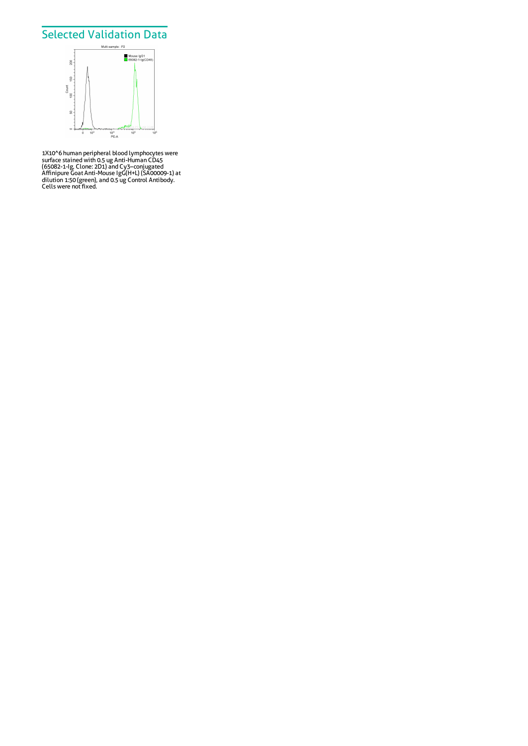# Selected Validation Data

Multi-sample : P2

Mouse IgG1
65082-1-Ig(CD45)

Count

0
50
100
150
200

0
$10^3$
$10^4$
$10^5$
$10^6$

PE-A

1X10^6 human peripheral blood lymphocytes were surface stained with 0.5 ug Anti-Human CD45 (65082-1-Ig, Clone: 2D1) and Cy3–conjugated Affinipure Goat Anti-Mouse IgG(H+L) (SA00009-1) at dilution 1:50 (green), and 0.5 ug Control Antibody. Cells were not fixed.